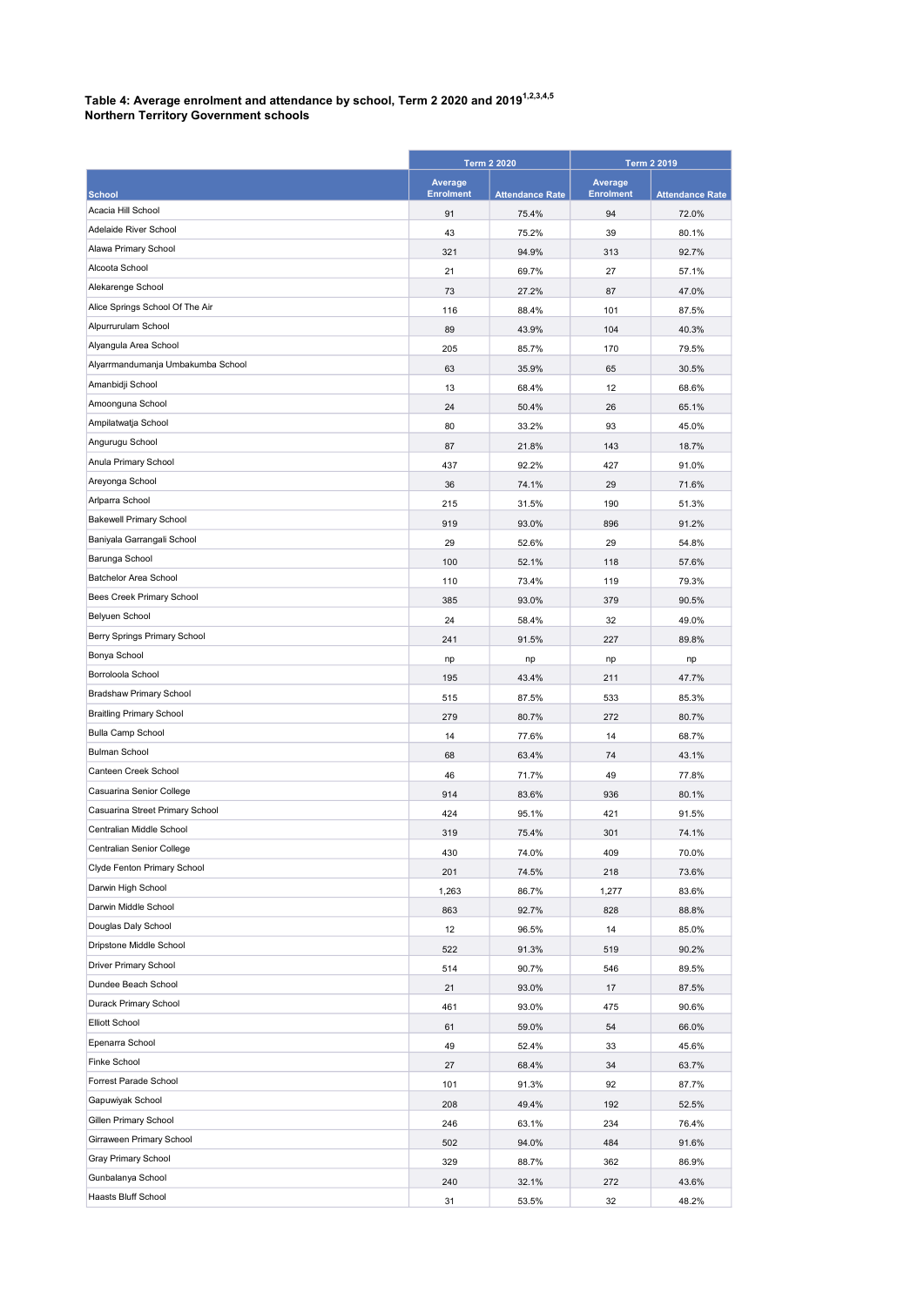**Table 4: Average enrolment and attendance by school, Term 2 2020 and 2019[1,2,3,4,5]**
**Northern Territory Government schools**

| School | Term 2 2020 | | Term 2 2019 | |
|---|---|---|---|---|
| | Average Enrolment | Attendance Rate | Average Enrolment | Attendance Rate |
| Acacia Hill School | 91 | 75.4% | 94 | 72.0% |
| Adelaide River School | 43 | 75.2% | 39 | 80.1% |
| Alawa Primary School | 321 | 94.9% | 313 | 92.7% |
| Alcoota School | 21 | 69.7% | 27 | 57.1% |
| Alekarenge School | 73 | 27.2% | 87 | 47.0% |
| Alice Springs School Of The Air | 116 | 88.4% | 101 | 87.5% |
| Alpurrurulam School | 89 | 43.9% | 104 | 40.3% |
| Alyangula Area School | 205 | 85.7% | 170 | 79.5% |
| Alyarrmandumanja Umbakumba School | 63 | 35.9% | 65 | 30.5% |
| Amanbidji School | 13 | 68.4% | 12 | 68.6% |
| Amoonguna School | 24 | 50.4% | 26 | 65.1% |
| Ampilatwatja School | 80 | 33.2% | 93 | 45.0% |
| Angurugu School | 87 | 21.8% | 143 | 18.7% |
| Anula Primary School | 437 | 92.2% | 427 | 91.0% |
| Areyonga School | 36 | 74.1% | 29 | 71.6% |
| Arlparra School | 215 | 31.5% | 190 | 51.3% |
| Bakewell Primary School | 919 | 93.0% | 896 | 91.2% |
| Baniyala Garrangali School | 29 | 52.6% | 29 | 54.8% |
| Barunga School | 100 | 52.1% | 118 | 57.6% |
| Batchelor Area School | 110 | 73.4% | 119 | 79.3% |
| Bees Creek Primary School | 385 | 93.0% | 379 | 90.5% |
| Belyuen School | 24 | 58.4% | 32 | 49.0% |
| Berry Springs Primary School | 241 | 91.5% | 227 | 89.8% |
| Bonya School | np | np | np | np |
| Borroloola School | 195 | 43.4% | 211 | 47.7% |
| Bradshaw Primary School | 515 | 87.5% | 533 | 85.3% |
| Braitling Primary School | 279 | 80.7% | 272 | 80.7% |
| Bulla Camp School | 14 | 77.6% | 14 | 68.7% |
| Bulman School | 68 | 63.4% | 74 | 43.1% |
| Canteen Creek School | 46 | 71.7% | 49 | 77.8% |
| Casuarina Senior College | 914 | 83.6% | 936 | 80.1% |
| Casuarina Street Primary School | 424 | 95.1% | 421 | 91.5% |
| Centralian Middle School | 319 | 75.4% | 301 | 74.1% |
| Centralian Senior College | 430 | 74.0% | 409 | 70.0% |
| Clyde Fenton Primary School | 201 | 74.5% | 218 | 73.6% |
| Darwin High School | 1,263 | 86.7% | 1,277 | 83.6% |
| Darwin Middle School | 863 | 92.7% | 828 | 88.8% |
| Douglas Daly School | 12 | 96.5% | 14 | 85.0% |
| Dripstone Middle School | 522 | 91.3% | 519 | 90.2% |
| Driver Primary School | 514 | 90.7% | 546 | 89.5% |
| Dundee Beach School | 21 | 93.0% | 17 | 87.5% |
| Durack Primary School | 461 | 93.0% | 475 | 90.6% |
| Elliott School | 61 | 59.0% | 54 | 66.0% |
| Epenarra School | 49 | 52.4% | 33 | 45.6% |
| Finke School | 27 | 68.4% | 34 | 63.7% |
| Forrest Parade School | 101 | 91.3% | 92 | 87.7% |
| Gapuwiyak School | 208 | 49.4% | 192 | 52.5% |
| Gillen Primary School | 246 | 63.1% | 234 | 76.4% |
| Girraween Primary School | 502 | 94.0% | 484 | 91.6% |
| Gray Primary School | 329 | 88.7% | 362 | 86.9% |
| Gunbalanya School | 240 | 32.1% | 272 | 43.6% |
| Haasts Bluff School | 31 | 53.5% | 32 | 48.2% |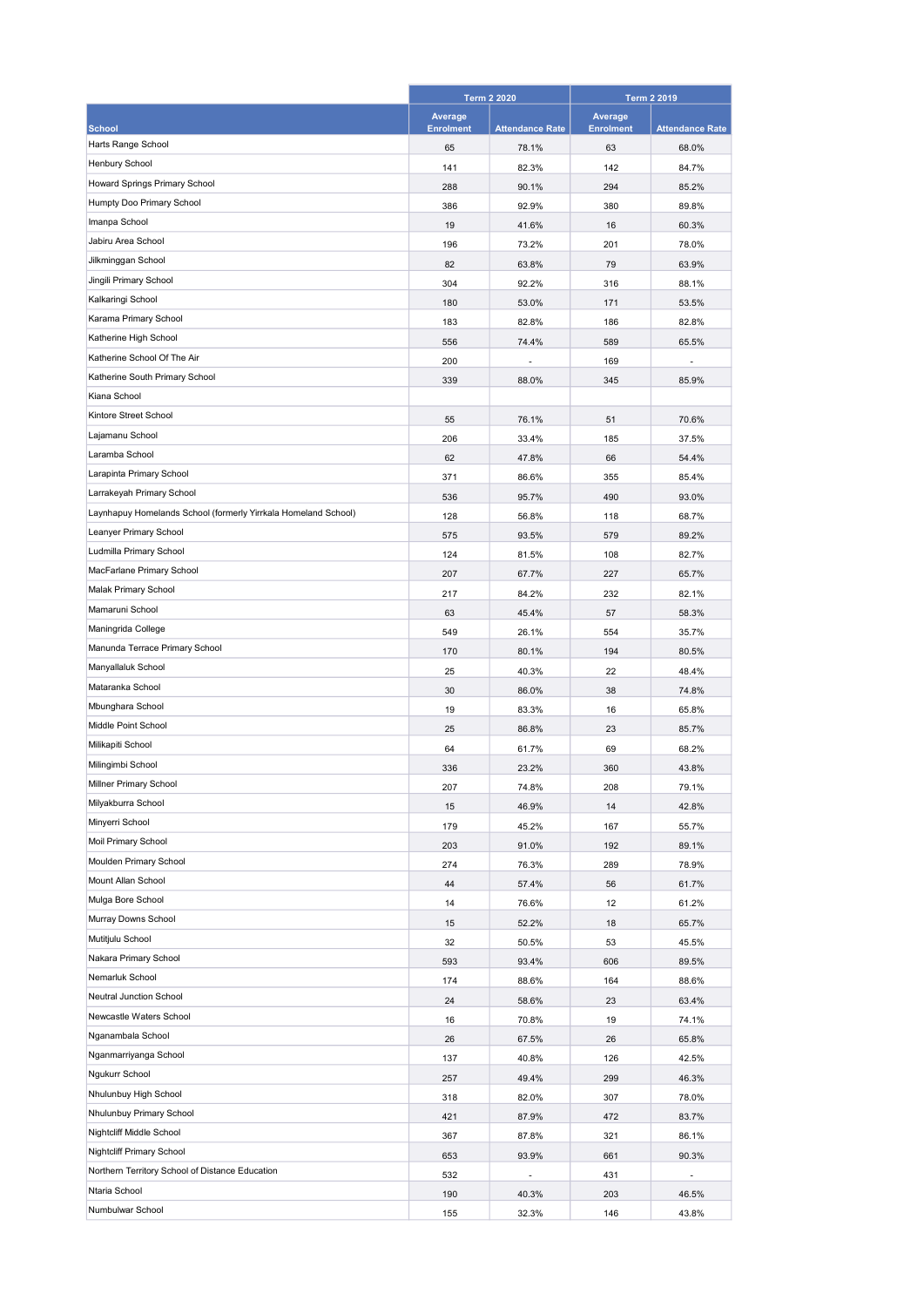| School | Term 2 2020 | | Term 2 2019 | |
|---|---|---|---|---|
| | Average Enrolment | Attendance Rate | Average Enrolment | Attendance Rate |
| Harts Range School | 65 | 78.1% | 63 | 68.0% |
| Henbury School | 141 | 82.3% | 142 | 84.7% |
| Howard Springs Primary School | 288 | 90.1% | 294 | 85.2% |
| Humpty Doo Primary School | 386 | 92.9% | 380 | 89.8% |
| Imanpa School | 19 | 41.6% | 16 | 60.3% |
| Jabiru Area School | 196 | 73.2% | 201 | 78.0% |
| Jilkminggan School | 82 | 63.8% | 79 | 63.9% |
| Jingili Primary School | 304 | 92.2% | 316 | 88.1% |
| Kalkaringi School | 180 | 53.0% | 171 | 53.5% |
| Karama Primary School | 183 | 82.8% | 186 | 82.8% |
| Katherine High School | 556 | 74.4% | 589 | 65.5% |
| Katherine School Of The Air | 200 | - | 169 | - |
| Katherine South Primary School | 339 | 88.0% | 345 | 85.9% |
| Kiana School | | | | |
| Kintore Street School | 55 | 76.1% | 51 | 70.6% |
| Lajamanu School | 206 | 33.4% | 185 | 37.5% |
| Laramba School | 62 | 47.8% | 66 | 54.4% |
| Larapinta Primary School | 371 | 86.6% | 355 | 85.4% |
| Larrakeyah Primary School | 536 | 95.7% | 490 | 93.0% |
| Laynhapuy Homelands School (formerly Yirrkala Homeland School) | 128 | 56.8% | 118 | 68.7% |
| Leanyer Primary School | 575 | 93.5% | 579 | 89.2% |
| Ludmilla Primary School | 124 | 81.5% | 108 | 82.7% |
| MacFarlane Primary School | 207 | 67.7% | 227 | 65.7% |
| Malak Primary School | 217 | 84.2% | 232 | 82.1% |
| Mamaruni School | 63 | 45.4% | 57 | 58.3% |
| Maningrida College | 549 | 26.1% | 554 | 35.7% |
| Manunda Terrace Primary School | 170 | 80.1% | 194 | 80.5% |
| Manyallaluk School | 25 | 40.3% | 22 | 48.4% |
| Mataranka School | 30 | 86.0% | 38 | 74.8% |
| Mbunghara School | 19 | 83.3% | 16 | 65.8% |
| Middle Point School | 25 | 86.8% | 23 | 85.7% |
| Milikapiti School | 64 | 61.7% | 69 | 68.2% |
| Milingimbi School | 336 | 23.2% | 360 | 43.8% |
| Millner Primary School | 207 | 74.8% | 208 | 79.1% |
| Milyakburra School | 15 | 46.9% | 14 | 42.8% |
| Minyerri School | 179 | 45.2% | 167 | 55.7% |
| Moil Primary School | 203 | 91.0% | 192 | 89.1% |
| Moulden Primary School | 274 | 76.3% | 289 | 78.9% |
| Mount Allan School | 44 | 57.4% | 56 | 61.7% |
| Mulga Bore School | 14 | 76.6% | 12 | 61.2% |
| Murray Downs School | 15 | 52.2% | 18 | 65.7% |
| Mutitjulu School | 32 | 50.5% | 53 | 45.5% |
| Nakara Primary School | 593 | 93.4% | 606 | 89.5% |
| Nemarluk School | 174 | 88.6% | 164 | 88.6% |
| Neutral Junction School | 24 | 58.6% | 23 | 63.4% |
| Newcastle Waters School | 16 | 70.8% | 19 | 74.1% |
| Nganambala School | 26 | 67.5% | 26 | 65.8% |
| Nganmarriyanga School | 137 | 40.8% | 126 | 42.5% |
| Ngukurr School | 257 | 49.4% | 299 | 46.3% |
| Nhulunbuy High School | 318 | 82.0% | 307 | 78.0% |
| Nhulunbuy Primary School | 421 | 87.9% | 472 | 83.7% |
| Nightcliff Middle School | 367 | 87.8% | 321 | 86.1% |
| Nightcliff Primary School | 653 | 93.9% | 661 | 90.3% |
| Northern Territory School of Distance Education | 532 | - | 431 | - |
| Ntaria School | 190 | 40.3% | 203 | 46.5% |
| Numbulwar School | 155 | 32.3% | 146 | 43.8% |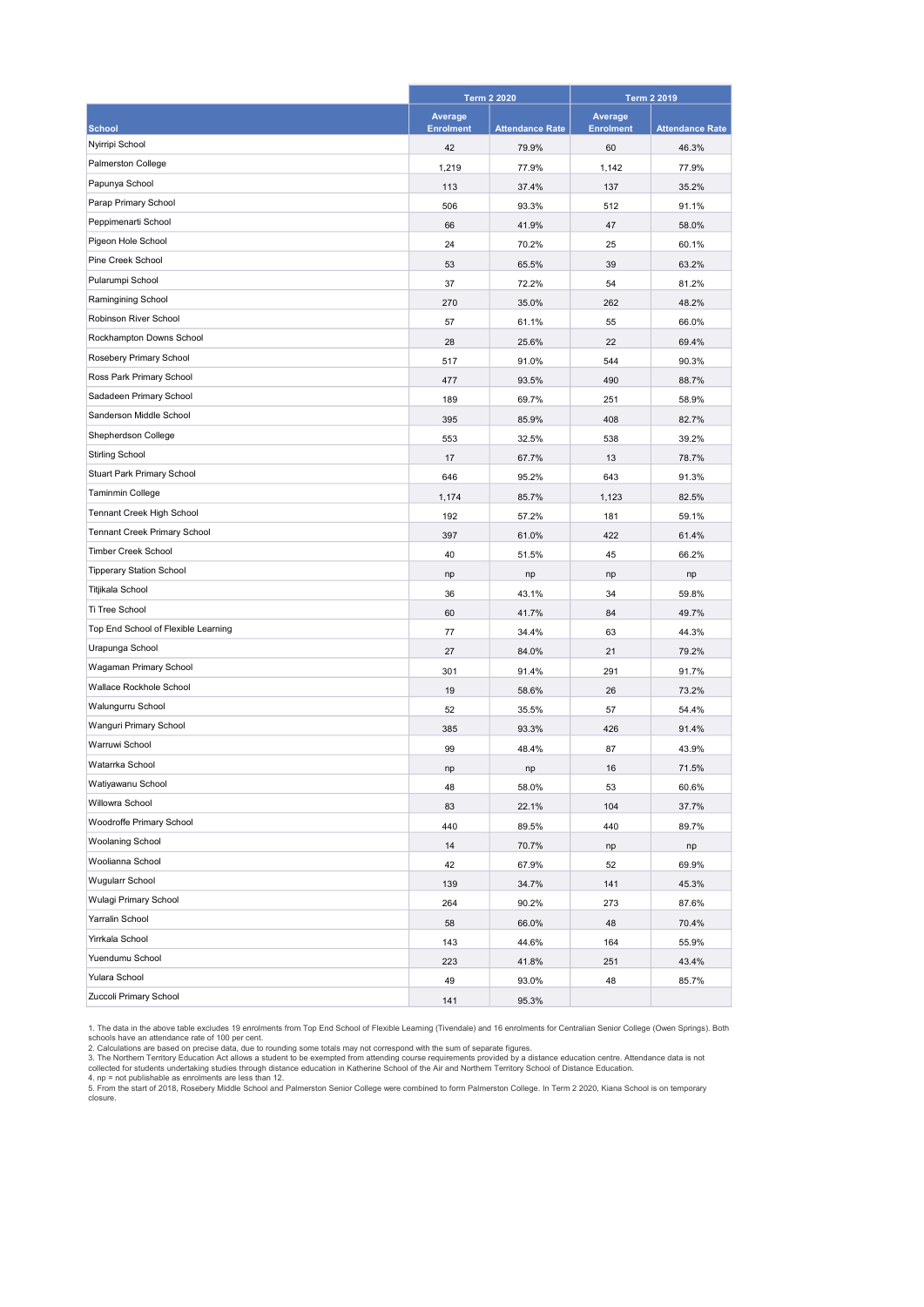| School | Term 2 2020 | | Term 2 2019 | |
|---|---|---|---|---|
| | Average Enrolment | Attendance Rate | Average Enrolment | Attendance Rate |
| Nyirripi School | 42 | 79.9% | 60 | 46.3% |
| Palmerston College | 1,219 | 77.9% | 1,142 | 77.9% |
| Papunya School | 113 | 37.4% | 137 | 35.2% |
| Parap Primary School | 506 | 93.3% | 512 | 91.1% |
| Peppimenarti School | 66 | 41.9% | 47 | 58.0% |
| Pigeon Hole School | 24 | 70.2% | 25 | 60.1% |
| Pine Creek School | 53 | 65.5% | 39 | 63.2% |
| Pularumpi School | 37 | 72.2% | 54 | 81.2% |
| Ramingining School | 270 | 35.0% | 262 | 48.2% |
| Robinson River School | 57 | 61.1% | 55 | 66.0% |
| Rockhampton Downs School | 28 | 25.6% | 22 | 69.4% |
| Rosebery Primary School | 517 | 91.0% | 544 | 90.3% |
| Ross Park Primary School | 477 | 93.5% | 490 | 88.7% |
| Sadadeen Primary School | 189 | 69.7% | 251 | 58.9% |
| Sanderson Middle School | 395 | 85.9% | 408 | 82.7% |
| Shepherdson College | 553 | 32.5% | 538 | 39.2% |
| Stirling School | 17 | 67.7% | 13 | 78.7% |
| Stuart Park Primary School | 646 | 95.2% | 643 | 91.3% |
| Taminmin College | 1,174 | 85.7% | 1,123 | 82.5% |
| Tennant Creek High School | 192 | 57.2% | 181 | 59.1% |
| Tennant Creek Primary School | 397 | 61.0% | 422 | 61.4% |
| Timber Creek School | 40 | 51.5% | 45 | 66.2% |
| Tipperary Station School | np | np | np | np |
| Titjikala School | 36 | 43.1% | 34 | 59.8% |
| Ti Tree School | 60 | 41.7% | 84 | 49.7% |
| Top End School of Flexible Learning | 77 | 34.4% | 63 | 44.3% |
| Urapunga School | 27 | 84.0% | 21 | 79.2% |
| Wagaman Primary School | 301 | 91.4% | 291 | 91.7% |
| Wallace Rockhole School | 19 | 58.6% | 26 | 73.2% |
| Walungurru School | 52 | 35.5% | 57 | 54.4% |
| Wanguri Primary School | 385 | 93.3% | 426 | 91.4% |
| Warruwi School | 99 | 48.4% | 87 | 43.9% |
| Watarrka School | np | np | 16 | 71.5% |
| Watiyawanu School | 48 | 58.0% | 53 | 60.6% |
| Willowra School | 83 | 22.1% | 104 | 37.7% |
| Woodroffe Primary School | 440 | 89.5% | 440 | 89.7% |
| Woolaning School | 14 | 70.7% | np | np |
| Woolianna School | 42 | 67.9% | 52 | 69.9% |
| Wugularr School | 139 | 34.7% | 141 | 45.3% |
| Wulagi Primary School | 264 | 90.2% | 273 | 87.6% |
| Yarralin School | 58 | 66.0% | 48 | 70.4% |
| Yirrkala School | 143 | 44.6% | 164 | 55.9% |
| Yuendumu School | 223 | 41.8% | 251 | 43.4% |
| Yulara School | 49 | 93.0% | 48 | 85.7% |
| Zuccoli Primary School | 141 | 95.3% | | |

1. The data in the above table excludes 19 enrolments from Top End School of Flexible Learning (Tivendale) and 16 enrolments for Centralian Senior College (Owen Springs). Both schools have an attendance rate of 100 per cent.
2. Calculations are based on precise data, due to rounding some totals may not correspond with the sum of separate figures.
3. The Northern Territory Education Act allows a student to be exempted from attending course requirements provided by a distance education centre. Attendance data is not collected for students undertaking studies through distance education in Katherine School of the Air and Northern Territory School of Distance Education.
4. np = not publishable as enrolments are less than 12.
5. From the start of 2018, Rosebery Middle School and Palmerston Senior College were combined to form Palmerston College. In Term 2 2020, Kiana School is on temporary closure.